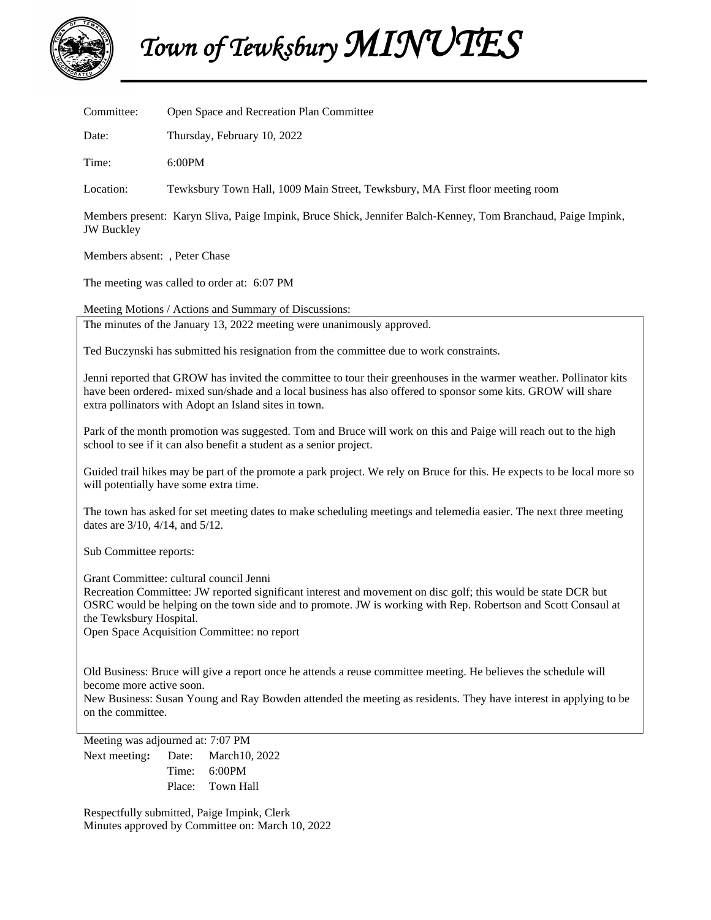# *Town of Tewksbury MINUTES*

Committee: Open Space and Recreation Plan Committee

Date: Thursday, February 10, 2022

Time: 6:00PM

Location: Tewksbury Town Hall, 1009 Main Street, Tewksbury, MA First floor meeting room

Members present: Karyn Sliva, Paige Impink, Bruce Shick, Jennifer Balch-Kenney, Tom Branchaud, Paige Impink, JW Buckley

Members absent: , Peter Chase

The meeting was called to order at: 6:07 PM

Meeting Motions / Actions and Summary of Discussions:

The minutes of the January 13, 2022 meeting were unanimously approved.

Ted Buczynski has submitted his resignation from the committee due to work constraints.

Jenni reported that GROW has invited the committee to tour their greenhouses in the warmer weather. Pollinator kits have been ordered- mixed sun/shade and a local business has also offered to sponsor some kits. GROW will share extra pollinators with Adopt an Island sites in town.

Park of the month promotion was suggested. Tom and Bruce will work on this and Paige will reach out to the high school to see if it can also benefit a student as a senior project.

Guided trail hikes may be part of the promote a park project. We rely on Bruce for this. He expects to be local more so will potentially have some extra time.

The town has asked for set meeting dates to make scheduling meetings and telemedia easier. The next three meeting dates are 3/10, 4/14, and 5/12.

Sub Committee reports:

Grant Committee: cultural council Jenni
Recreation Committee: JW reported significant interest and movement on disc golf; this would be state DCR but OSRC would be helping on the town side and to promote. JW is working with Rep. Robertson and Scott Consaul at the Tewksbury Hospital.
Open Space Acquisition Committee: no report

Old Business: Bruce will give a report once he attends a reuse committee meeting. He believes the schedule will become more active soon.
New Business: Susan Young and Ray Bowden attended the meeting as residents. They have interest in applying to be on the committee.

Meeting was adjourned at: 7:07 PM

Next meeting**:** Date: March10, 2022
Time: 6:00PM
Place: Town Hall

Respectfully submitted, Paige Impink, Clerk
Minutes approved by Committee on: March 10, 2022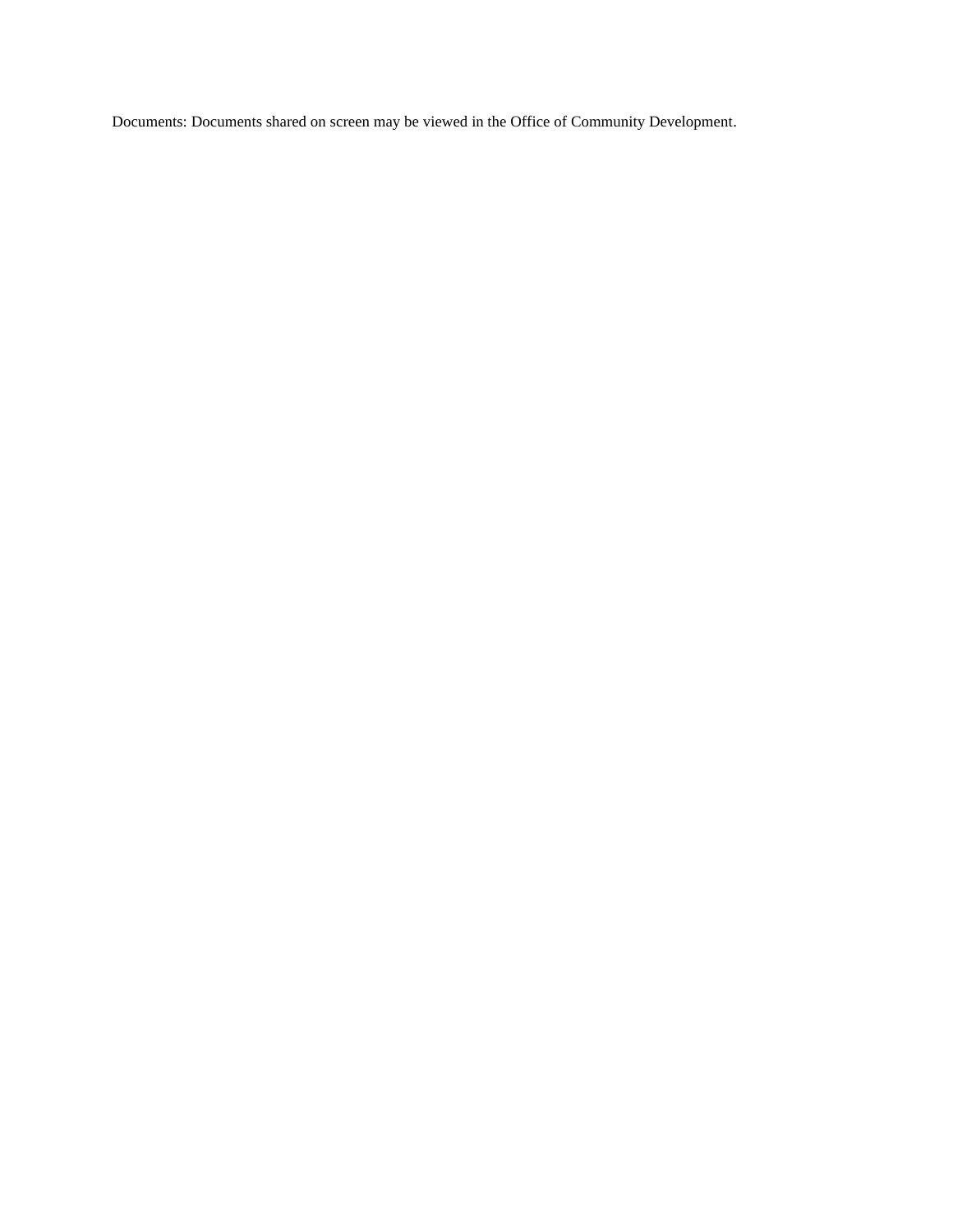Documents: Documents shared on screen may be viewed in the Office of Community Development.